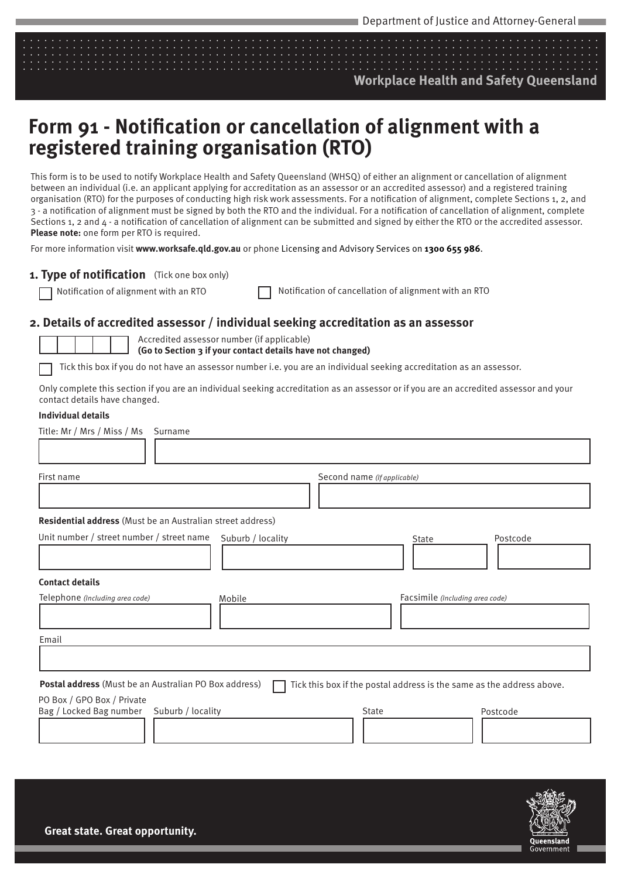Department of Justice and Attorney-General

Workplace Health and Safety Queensland

# Form 91 - Notification or cancellation of alignment with a registered training organisation (RTO)

This form is to be used to notify Workplace Health and Safety Queensland (WHSQ) of either an alignment or cancellation of alignment between an individual (i.e. an applicant applying for accreditation as an assessor or an accredited assessor) and a registered training organisation (RTO) for the purposes of conducting high risk work assessments. For a notification of alignment, complete Sections 1, 2, and 3 - a notification of alignment must be signed by both the RTO and the individual. For a notification of cancellation of alignment, complete Sections 1, 2 and 4 - a notification of cancellation of alignment can be submitted and signed by either the RTO or the accredited assessor. **Please note:** one form per RTO is required.

For more information visit **www.worksafe.qld.gov.au** or phone Licensing and Advisory Services on **1300 655 986**.

## 1. Type of notification (Tick one box only)

☐ Notification of alignment with an RTO

☐ Notification of cancellation of alignment with an RTO

## 2. Details of accredited assessor / individual seeking accreditation as an assessor

☐☐☐☐☐ Accredited assessor number (if applicable)
**(Go to Section 3 if your contact details have not changed)**

☐ Tick this box if you do not have an assessor number i.e. you are an individual seeking accreditation as an assessor.

Only complete this section if you are an individual seeking accreditation as an assessor or if you are an accredited assessor and your contact details have changed.

**Individual details**

| Title: Mr / Mrs / Miss / Ms | Surname |
|---|---|
| | |

| First name | Second name *(If applicable)* |
|---|---|
| | |

**Residential address** (Must be an Australian street address)

| Unit number / street number / street name | Suburb / locality | State | Postcode |
|---|---|---|---|
| | | | |

**Contact details**

| Telephone *(Including area code)* | Mobile | Facsimile *(Including area code)* |
|---|---|---|
| | | |

| Email |
|---|
| |

**Postal address** (Must be an Australian PO Box address) ☐ Tick this box if the postal address is the same as the address above.

| PO Box / GPO Box / Private Bag / Locked Bag number | Suburb / locality | State | Postcode |
|---|---|---|---|
| | | | |

Great state. Great opportunity.

Queensland Government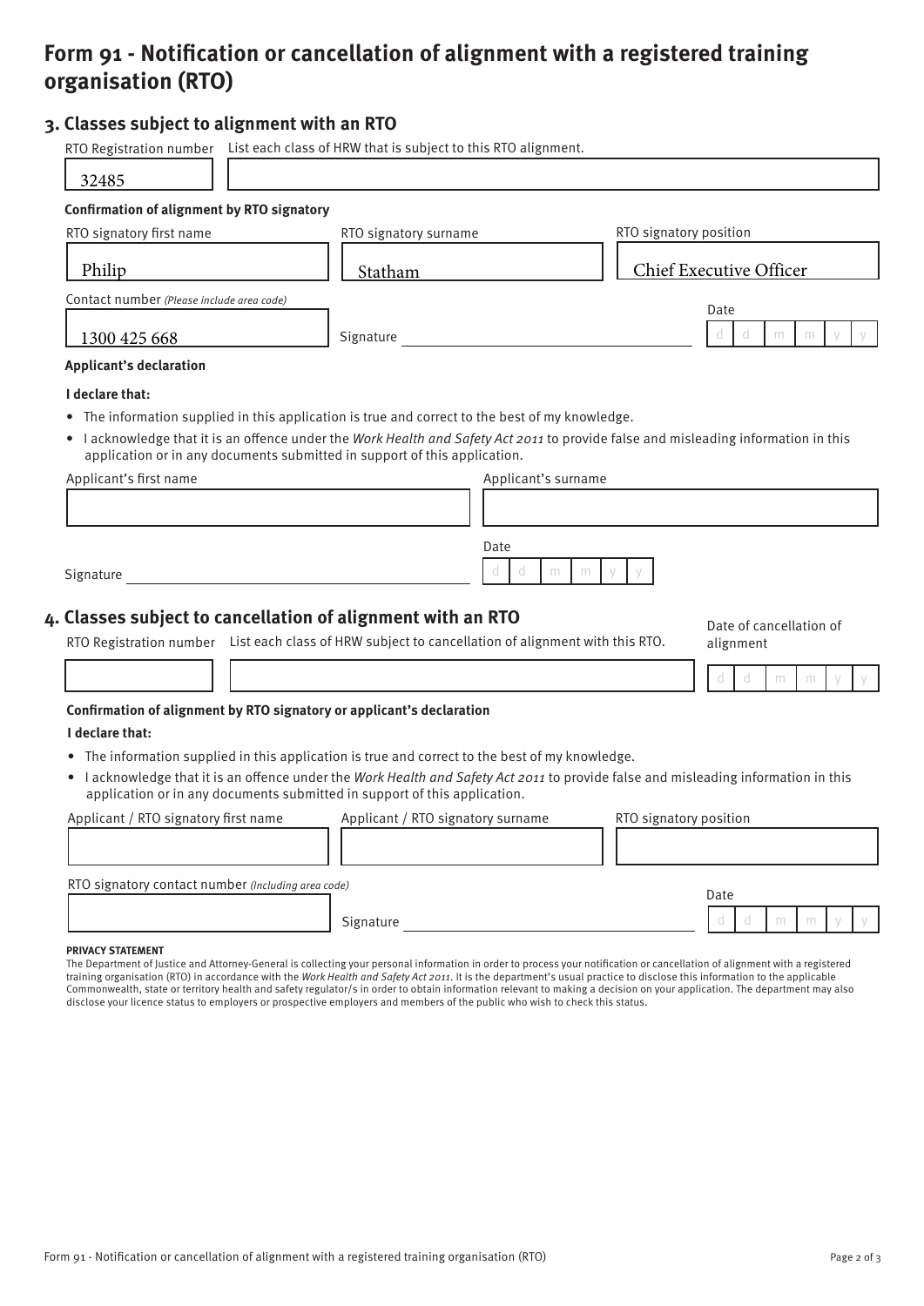# Form 91 - Notification or cancellation of alignment with a registered training organisation (RTO)

## 3. Classes subject to alignment with an RTO

| RTO Registration number | List each class of HRW that is subject to this RTO alignment. |
|---|---|
| 32485 | |

**Confirmation of alignment by RTO signatory**

| RTO signatory first name | RTO signatory surname | RTO signatory position |
|---|---|---|
| Philip | Statham | Chief Executive Officer |

Contact number *(Please include area code)*: 1300 425 668

Signature

Date: d d m m y y

**Applicant's declaration**

**I declare that:**

- The information supplied in this application is true and correct to the best of my knowledge.
- I acknowledge that it is an offence under the *Work Health and Safety Act 2011* to provide false and misleading information in this application or in any documents submitted in support of this application.

| Applicant's first name | Applicant's surname |
|---|---|
| | |

Signature

Date: d d m m y y

## 4. Classes subject to cancellation of alignment with an RTO

| RTO Registration number | List each class of HRW subject to cancellation of alignment with this RTO. | Date of cancellation of alignment |
|---|---|---|
| | | d d m m y y |

**Confirmation of alignment by RTO signatory or applicant's declaration**

**I declare that:**

- The information supplied in this application is true and correct to the best of my knowledge.
- I acknowledge that it is an offence under the *Work Health and Safety Act 2011* to provide false and misleading information in this application or in any documents submitted in support of this application.

| Applicant / RTO signatory first name | Applicant / RTO signatory surname | RTO signatory position |
|---|---|---|
| | | |

RTO signatory contact number *(Including area code)*

Signature

Date: d d m m y y

**PRIVACY STATEMENT**

The Department of Justice and Attorney-General is collecting your personal information in order to process your notification or cancellation of alignment with a registered training organisation (RTO) in accordance with the *Work Health and Safety Act 2011*. It is the department's usual practice to disclose this information to the applicable Commonwealth, state or territory health and safety regulator/s in order to obtain information relevant to making a decision on your application. The department may also disclose your licence status to employers or prospective employers and members of the public who wish to check this status.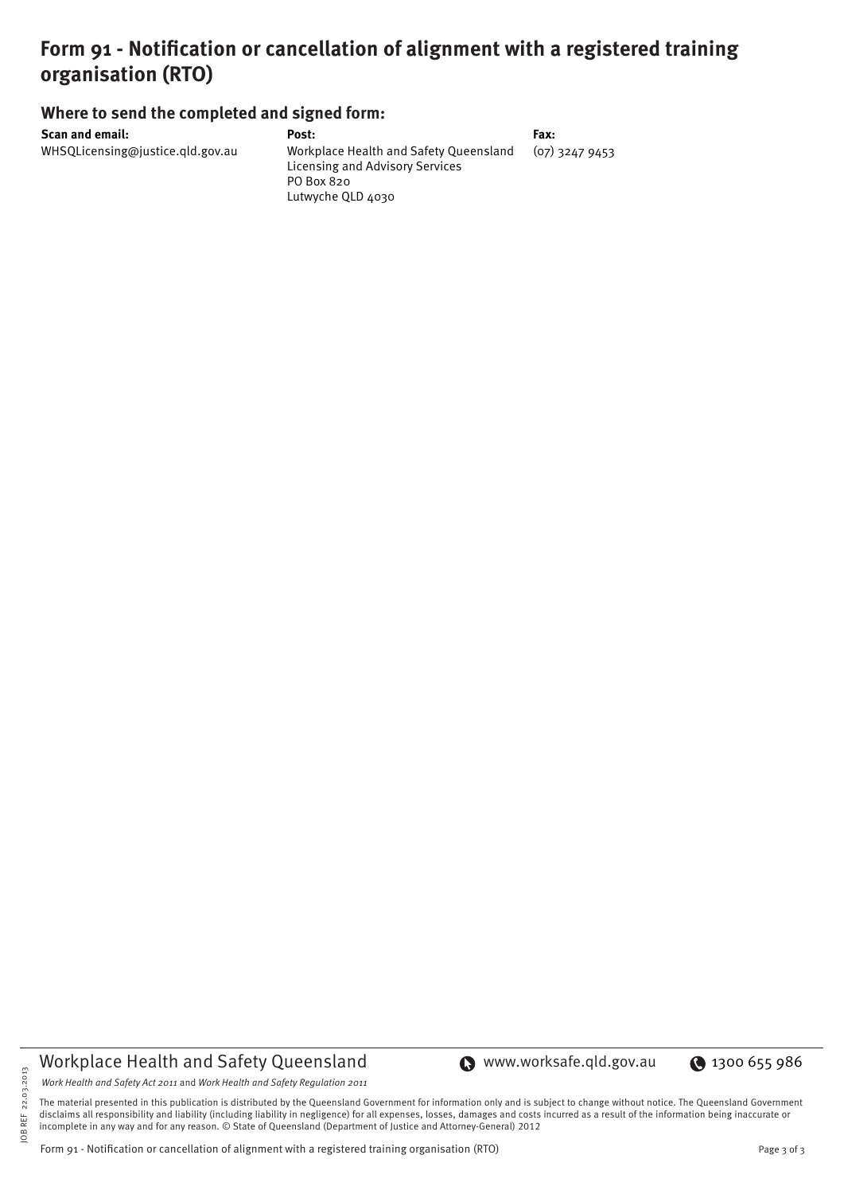# Form 91 - Notification or cancellation of alignment with a registered training organisation (RTO)

## Where to send the completed and signed form:

**Scan and email:**
WHSQLicensing@justice.qld.gov.au

**Post:**
Workplace Health and Safety Queensland
Licensing and Advisory Services
PO Box 820
Lutwyche QLD 4030

**Fax:**
(07) 3247 9453

Workplace Health and Safety Queensland www.worksafe.qld.gov.au 1300 655 986

*Work Health and Safety Act 2011* and *Work Health and Safety Regulation 2011*

The material presented in this publication is distributed by the Queensland Government for information only and is subject to change without notice. The Queensland Government disclaims all responsibility and liability (including liability in negligence) for all expenses, losses, damages and costs incurred as a result of the information being inaccurate or incomplete in any way and for any reason. © State of Queensland (Department of Justice and Attorney-General) 2012

JOB REF 22.03.2013